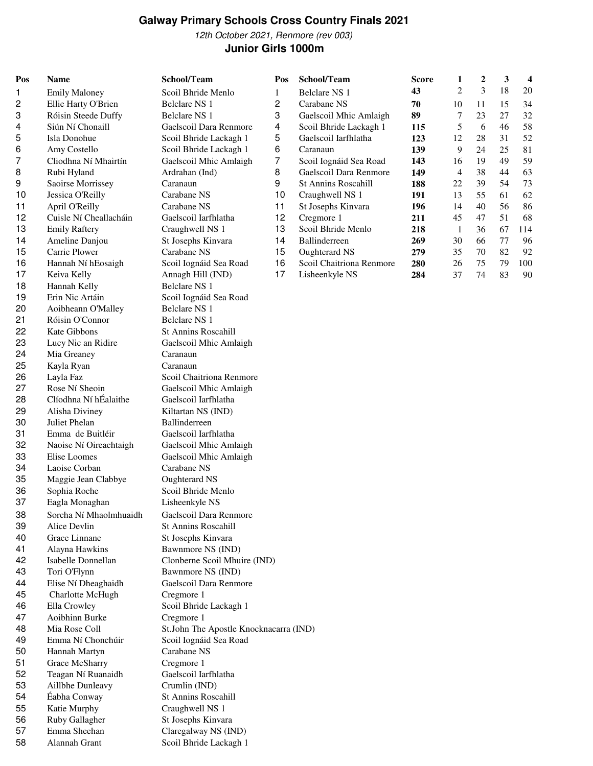# Galway Primary Schools Cross Country Finals 2021

*12th October 2021, Renmore (rev 003)*

## Junior Girls 1000m

| Pos | Name | School/Team |
|---|---|---|
| 1 | Emily Maloney | Scoil Bhride Menlo |
| 2 | Ellie Harty O'Brien | Belclare NS 1 |
| 3 | Róisin Steede Duffy | Belclare NS 1 |
| 4 | Siún Ní Chonaill | Gaelscoil Dara Renmore |
| 5 | Isla Donohue | Scoil Bhride Lackagh 1 |
| 6 | Amy Costello | Scoil Bhride Lackagh 1 |
| 7 | Cliodhna Ní Mhairtín | Gaelscoil Mhic Amlaigh |
| 8 | Rubi Hyland | Ardrahan (Ind) |
| 9 | Saoirse Morrissey | Caranaun |
| 10 | Jessica O'Reilly | Carabane NS |
| 11 | April O'Reilly | Carabane NS |
| 12 | Cuisle Ní Cheallacháin | Gaelscoil Iarfhlatha |
| 13 | Emily Raftery | Craughwell NS 1 |
| 14 | Ameline Danjou | St Josephs Kinvara |
| 15 | Carrie Plower | Carabane NS |
| 16 | Hannah Ní hEosaigh | Scoil Iognáid Sea Road |
| 17 | Keiva Kelly | Annagh Hill (IND) |
| 18 | Hannah Kelly | Belclare NS 1 |
| 19 | Erin Nic Artáin | Scoil Iognáid Sea Road |
| 20 | Aoibheann O'Malley | Belclare NS 1 |
| 21 | Róisin O'Connor | Belclare NS 1 |
| 22 | Kate Gibbons | St Annins Roscahill |
| 23 | Lucy Nic an Ridire | Gaelscoil Mhic Amlaigh |
| 24 | Mia Greaney | Caranaun |
| 25 | Kayla Ryan | Caranaun |
| 26 | Layla Faz | Scoil Chaitriona Renmore |
| 27 | Rose Ní Sheoin | Gaelscoil Mhic Amlaigh |
| 28 | Clíodhna Ní hÉalaithe | Gaelscoil Iarfhlatha |
| 29 | Alisha Diviney | Kiltartan NS (IND) |
| 30 | Juliet Phelan | Ballinderreen |
| 31 | Emma de Buitléir | Gaelscoil Iarfhlatha |
| 32 | Naoise Ní Oireachtaigh | Gaelscoil Mhic Amlaigh |
| 33 | Elise Loomes | Gaelscoil Mhic Amlaigh |
| 34 | Laoise Corban | Carabane NS |
| 35 | Maggie Jean Clabbye | Oughterard NS |
| 36 | Sophia Roche | Scoil Bhride Menlo |
| 37 | Eagla Monaghan | Lisheenkyle NS |
| 38 | Sorcha Ní Mhaolmhuaidh | Gaelscoil Dara Renmore |
| 39 | Alice Devlin | St Annins Roscahill |
| 40 | Grace Linnane | St Josephs Kinvara |
| 41 | Alayna Hawkins | Bawnmore NS (IND) |
| 42 | Isabelle Donnellan | Clonberne Scoil Mhuire (IND) |
| 43 | Tori O'Flynn | Bawnmore NS (IND) |
| 44 | Elise Ní Dheaghaidh | Gaelscoil Dara Renmore |
| 45 | Charlotte McHugh | Cregmore 1 |
| 46 | Ella Crowley | Scoil Bhride Lackagh 1 |
| 47 | Aoibhinn Burke | Cregmore 1 |
| 48 | Mia Rose Coll | St.John The Apostle Knocknacarra (IND) |
| 49 | Emma Ní Chonchúir | Scoil Iognáid Sea Road |
| 50 | Hannah Martyn | Carabane NS |
| 51 | Grace McSharry | Cregmore 1 |
| 52 | Teagan Ní Ruanaidh | Gaelscoil Iarfhlatha |
| 53 | Aillbhe Dunleavy | Crumlin (IND) |
| 54 | Éabha Conway | St Annins Roscahill |
| 55 | Katie Murphy | Craughwell NS 1 |
| 56 | Ruby Gallagher | St Josephs Kinvara |
| 57 | Emma Sheehan | Claregalway NS (IND) |
| 58 | Alannah Grant | Scoil Bhride Lackagh 1 |

| Pos | School/Team | Score | 1 | 2 | 3 | 4 |
|---|---|---|---|---|---|---|
| 1 | Belclare NS 1 | **43** | 2 | 3 | 18 | 20 |
| 2 | Carabane NS | **70** | 10 | 11 | 15 | 34 |
| 3 | Gaelscoil Mhic Amlaigh | **89** | 7 | 23 | 27 | 32 |
| 4 | Scoil Bhride Lackagh 1 | **115** | 5 | 6 | 46 | 58 |
| 5 | Gaelscoil Iarfhlatha | **123** | 12 | 28 | 31 | 52 |
| 6 | Caranaun | **139** | 9 | 24 | 25 | 81 |
| 7 | Scoil Iognáid Sea Road | **143** | 16 | 19 | 49 | 59 |
| 8 | Gaelscoil Dara Renmore | **149** | 4 | 38 | 44 | 63 |
| 9 | St Annins Roscahill | **188** | 22 | 39 | 54 | 73 |
| 10 | Craughwell NS 1 | **191** | 13 | 55 | 61 | 62 |
| 11 | St Josephs Kinvara | **196** | 14 | 40 | 56 | 86 |
| 12 | Cregmore 1 | **211** | 45 | 47 | 51 | 68 |
| 13 | Scoil Bhride Menlo | **218** | 1 | 36 | 67 | 114 |
| 14 | Ballinderreen | **269** | 30 | 66 | 77 | 96 |
| 15 | Oughterard NS | **279** | 35 | 70 | 82 | 92 |
| 16 | Scoil Chaitriona Renmore | **280** | 26 | 75 | 79 | 100 |
| 17 | Lisheenkyle NS | **284** | 37 | 74 | 83 | 90 |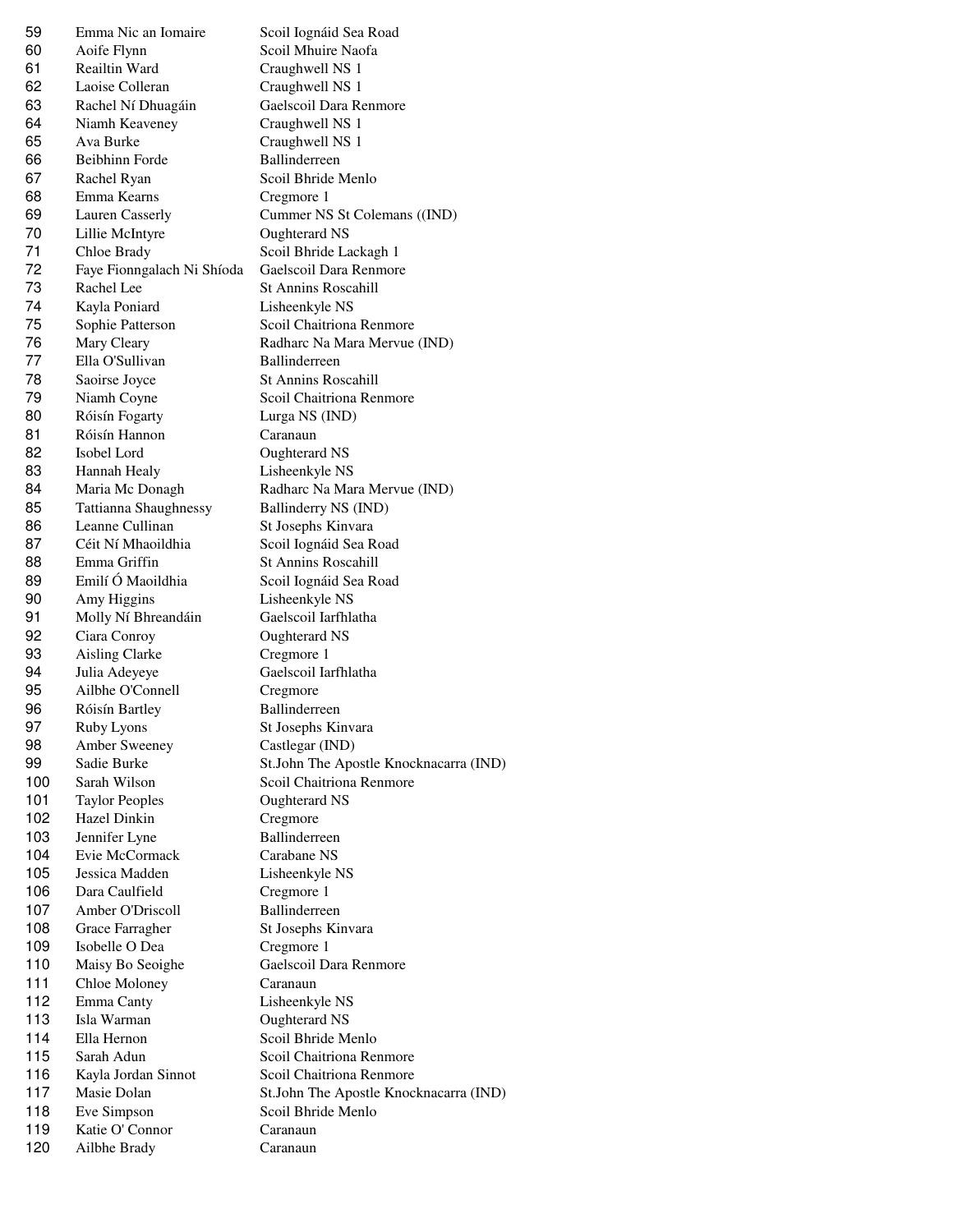| | | |
|---|---|---|
| 59 | Emma Nic an Iomaire | Scoil Iognáid Sea Road |
| 60 | Aoife Flynn | Scoil Mhuire Naofa |
| 61 | Reailtin Ward | Craughwell NS 1 |
| 62 | Laoise Colleran | Craughwell NS 1 |
| 63 | Rachel Ní Dhuagáin | Gaelscoil Dara Renmore |
| 64 | Niamh Keaveney | Craughwell NS 1 |
| 65 | Ava Burke | Craughwell NS 1 |
| 66 | Beibhinn Forde | Ballinderreen |
| 67 | Rachel Ryan | Scoil Bhride Menlo |
| 68 | Emma Kearns | Cregmore 1 |
| 69 | Lauren Casserly | Cummer NS St Colemans ((IND) |
| 70 | Lillie McIntyre | Oughterard NS |
| 71 | Chloe Brady | Scoil Bhride Lackagh 1 |
| 72 | Faye Fionngalach Ni Shíoda | Gaelscoil Dara Renmore |
| 73 | Rachel Lee | St Annins Roscahill |
| 74 | Kayla Poniard | Lisheenkyle NS |
| 75 | Sophie Patterson | Scoil Chaitriona Renmore |
| 76 | Mary Cleary | Radharc Na Mara Mervue (IND) |
| 77 | Ella O'Sullivan | Ballinderreen |
| 78 | Saoirse Joyce | St Annins Roscahill |
| 79 | Niamh Coyne | Scoil Chaitriona Renmore |
| 80 | Róisín Fogarty | Lurga NS (IND) |
| 81 | Róisín Hannon | Caranaun |
| 82 | Isobel Lord | Oughterard NS |
| 83 | Hannah Healy | Lisheenkyle NS |
| 84 | Maria Mc Donagh | Radharc Na Mara Mervue (IND) |
| 85 | Tattianna Shaughnessy | Ballinderry NS (IND) |
| 86 | Leanne Cullinan | St Josephs Kinvara |
| 87 | Céit Ní Mhaoildhia | Scoil Iognáid Sea Road |
| 88 | Emma Griffin | St Annins Roscahill |
| 89 | Emilí Ó Maoildhia | Scoil Iognáid Sea Road |
| 90 | Amy Higgins | Lisheenkyle NS |
| 91 | Molly Ní Bhreandáin | Gaelscoil Iarfhlatha |
| 92 | Ciara Conroy | Oughterard NS |
| 93 | Aisling Clarke | Cregmore 1 |
| 94 | Julia Adeyeye | Gaelscoil Iarfhlatha |
| 95 | Ailbhe O'Connell | Cregmore |
| 96 | Róisín Bartley | Ballinderreen |
| 97 | Ruby Lyons | St Josephs Kinvara |
| 98 | Amber Sweeney | Castlegar (IND) |
| 99 | Sadie Burke | St.John The Apostle Knocknacarra (IND) |
| 100 | Sarah Wilson | Scoil Chaitriona Renmore |
| 101 | Taylor Peoples | Oughterard NS |
| 102 | Hazel Dinkin | Cregmore |
| 103 | Jennifer Lyne | Ballinderreen |
| 104 | Evie McCormack | Carabane NS |
| 105 | Jessica Madden | Lisheenkyle NS |
| 106 | Dara Caulfield | Cregmore 1 |
| 107 | Amber O'Driscoll | Ballinderreen |
| 108 | Grace Farragher | St Josephs Kinvara |
| 109 | Isobelle O Dea | Cregmore 1 |
| 110 | Maisy Bo Seoighe | Gaelscoil Dara Renmore |
| 111 | Chloe Moloney | Caranaun |
| 112 | Emma Canty | Lisheenkyle NS |
| 113 | Isla Warman | Oughterard NS |
| 114 | Ella Hernon | Scoil Bhride Menlo |
| 115 | Sarah Adun | Scoil Chaitriona Renmore |
| 116 | Kayla Jordan Sinnot | Scoil Chaitriona Renmore |
| 117 | Masie Dolan | St.John The Apostle Knocknacarra (IND) |
| 118 | Eve Simpson | Scoil Bhride Menlo |
| 119 | Katie O' Connor | Caranaun |
| 120 | Ailbhe Brady | Caranaun |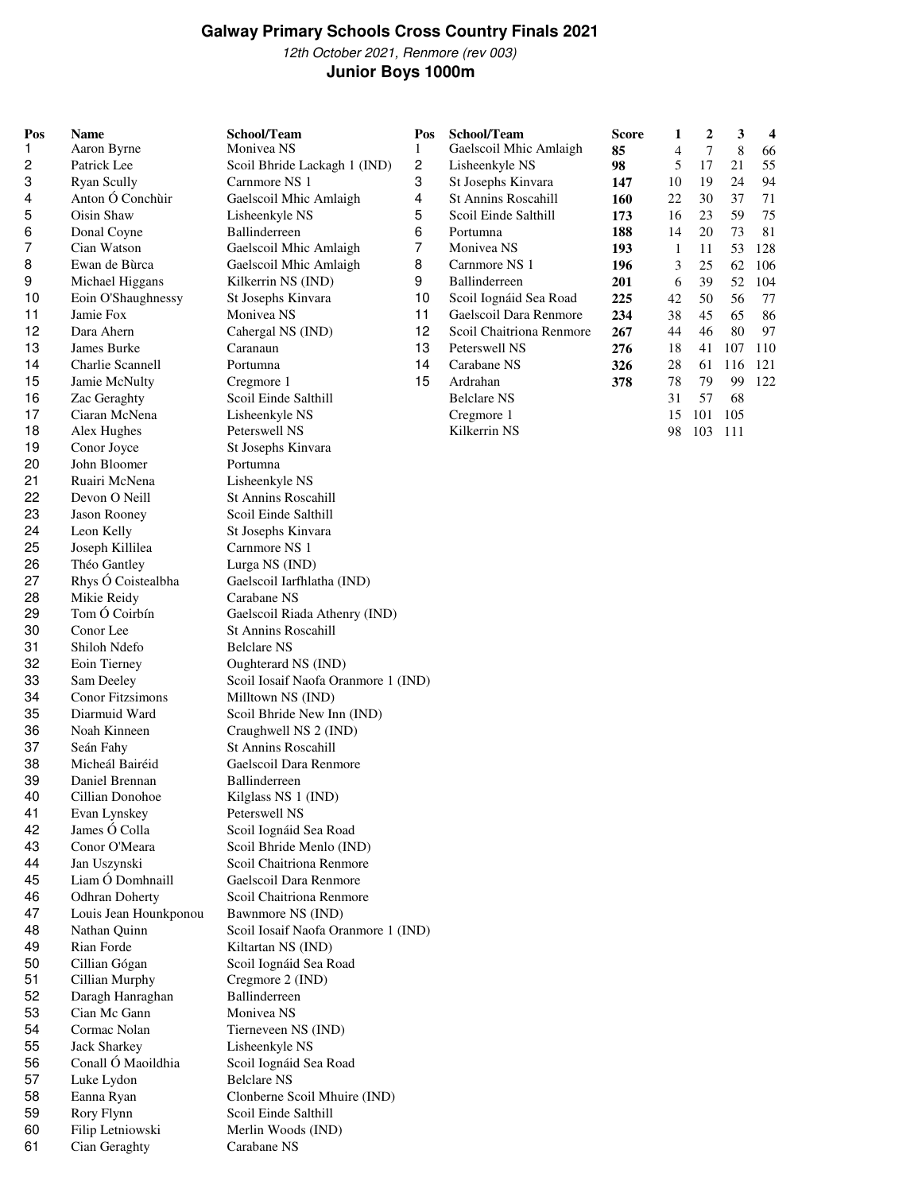## Galway Primary Schools Cross Country Finals 2021

*12th October 2021, Renmore (rev 003)*

### Junior Boys 1000m

| Pos | Name | School/Team |
|---|---|---|
| 1 | Aaron Byrne | Monivea NS |
| 2 | Patrick Lee | Scoil Bhride Lackagh 1 (IND) |
| 3 | Ryan Scully | Carnmore NS 1 |
| 4 | Anton Ó Conchùir | Gaelscoil Mhic Amlaigh |
| 5 | Oisin Shaw | Lisheenkyle NS |
| 6 | Donal Coyne | Ballinderreen |
| 7 | Cian Watson | Gaelscoil Mhic Amlaigh |
| 8 | Ewan de Bùrca | Gaelscoil Mhic Amlaigh |
| 9 | Michael Higgans | Kilkerrin NS (IND) |
| 10 | Eoin O'Shaughnessy | St Josephs Kinvara |
| 11 | Jamie Fox | Monivea NS |
| 12 | Dara Ahern | Cahergal NS (IND) |
| 13 | James Burke | Caranaun |
| 14 | Charlie Scannell | Portumna |
| 15 | Jamie McNulty | Cregmore 1 |
| 16 | Zac Geraghty | Scoil Einde Salthill |
| 17 | Ciaran McNena | Lisheenkyle NS |
| 18 | Alex Hughes | Peterswell NS |
| 19 | Conor Joyce | St Josephs Kinvara |
| 20 | John Bloomer | Portumna |
| 21 | Ruairi McNena | Lisheenkyle NS |
| 22 | Devon O Neill | St Annins Roscahill |
| 23 | Jason Rooney | Scoil Einde Salthill |
| 24 | Leon Kelly | St Josephs Kinvara |
| 25 | Joseph Killilea | Carnmore NS 1 |
| 26 | Théo Gantley | Lurga NS (IND) |
| 27 | Rhys Ó Coistealbha | Gaelscoil Iarfhlatha (IND) |
| 28 | Mikie Reidy | Carabane NS |
| 29 | Tom Ó Coirbín | Gaelscoil Riada Athenry (IND) |
| 30 | Conor Lee | St Annins Roscahill |
| 31 | Shiloh Ndefo | Belclare NS |
| 32 | Eoin Tierney | Oughterard NS (IND) |
| 33 | Sam Deeley | Scoil Iosaif Naofa Oranmore 1 (IND) |
| 34 | Conor Fitzsimons | Milltown NS (IND) |
| 35 | Diarmuid Ward | Scoil Bhride New Inn (IND) |
| 36 | Noah Kinneen | Craughwell NS 2 (IND) |
| 37 | Seán Fahy | St Annins Roscahill |
| 38 | Micheál Bairéid | Gaelscoil Dara Renmore |
| 39 | Daniel Brennan | Ballinderreen |
| 40 | Cillian Donohoe | Kilglass NS 1 (IND) |
| 41 | Evan Lynskey | Peterswell NS |
| 42 | James Ó Colla | Scoil Iognáid Sea Road |
| 43 | Conor O'Meara | Scoil Bhride Menlo (IND) |
| 44 | Jan Uszynski | Scoil Chaitriona Renmore |
| 45 | Liam Ó Domhnaill | Gaelscoil Dara Renmore |
| 46 | Odhran Doherty | Scoil Chaitriona Renmore |
| 47 | Louis Jean Hounkponou | Bawnmore NS (IND) |
| 48 | Nathan Quinn | Scoil Iosaif Naofa Oranmore 1 (IND) |
| 49 | Rian Forde | Kiltartan NS (IND) |
| 50 | Cillian Gógan | Scoil Iognáid Sea Road |
| 51 | Cillian Murphy | Cregmore 2 (IND) |
| 52 | Daragh Hanraghan | Ballinderreen |
| 53 | Cian Mc Gann | Monivea NS |
| 54 | Cormac Nolan | Tierneveen NS (IND) |
| 55 | Jack Sharkey | Lisheenkyle NS |
| 56 | Conall Ó Maoildhia | Scoil Iognáid Sea Road |
| 57 | Luke Lydon | Belclare NS |
| 58 | Eanna Ryan | Clonberne Scoil Mhuire (IND) |
| 59 | Rory Flynn | Scoil Einde Salthill |
| 60 | Filip Letniowski | Merlin Woods (IND) |
| 61 | Cian Geraghty | Carabane NS |

| Pos | School/Team | Score | 1 | 2 | 3 | 4 |
|---|---|---|---|---|---|---|
| 1 | Gaelscoil Mhic Amlaigh | **85** | 4 | 7 | 8 | 66 |
| 2 | Lisheenkyle NS | **98** | 5 | 17 | 21 | 55 |
| 3 | St Josephs Kinvara | **147** | 10 | 19 | 24 | 94 |
| 4 | St Annins Roscahill | **160** | 22 | 30 | 37 | 71 |
| 5 | Scoil Einde Salthill | **173** | 16 | 23 | 59 | 75 |
| 6 | Portumna | **188** | 14 | 20 | 73 | 81 |
| 7 | Monivea NS | **193** | 1 | 11 | 53 | 128 |
| 8 | Carnmore NS 1 | **196** | 3 | 25 | 62 | 106 |
| 9 | Ballinderreen | **201** | 6 | 39 | 52 | 104 |
| 10 | Scoil Iognáid Sea Road | **225** | 42 | 50 | 56 | 77 |
| 11 | Gaelscoil Dara Renmore | **234** | 38 | 45 | 65 | 86 |
| 12 | Scoil Chaitriona Renmore | **267** | 44 | 46 | 80 | 97 |
| 13 | Peterswell NS | **276** | 18 | 41 | 107 | 110 |
| 14 | Carabane NS | **326** | 28 | 61 | 116 | 121 |
| 15 | Ardrahan | **378** | 78 | 79 | 99 | 122 |
| | Belclare NS | | 31 | 57 | 68 | |
| | Cregmore 1 | | 15 | 101 | 105 | |
| | Kilkerrin NS | | 98 | 103 | 111 | |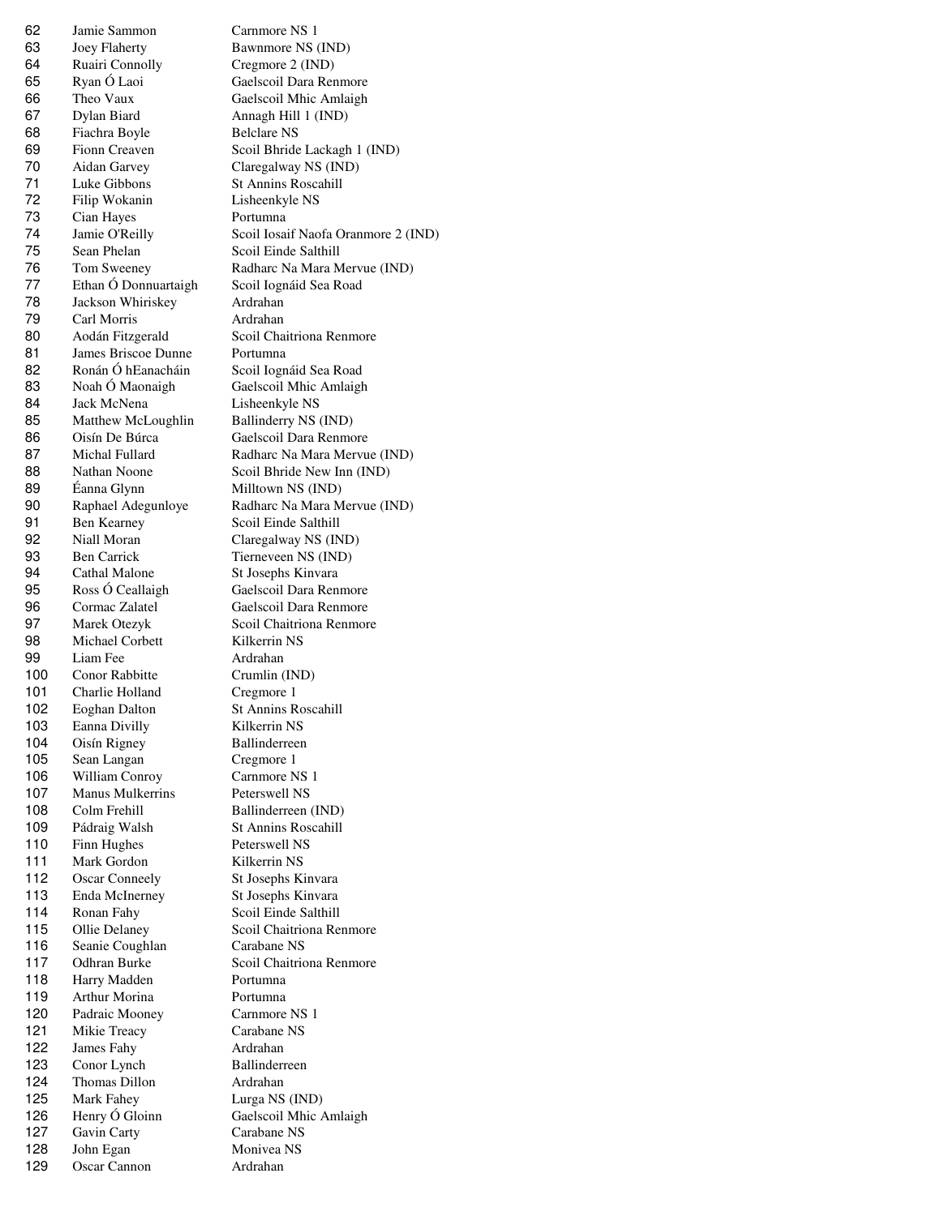| | | |
|---|---|---|
| 62 | Jamie Sammon | Carnmore NS 1 |
| 63 | Joey Flaherty | Bawnmore NS (IND) |
| 64 | Ruairi Connolly | Cregmore 2 (IND) |
| 65 | Ryan Ó Laoi | Gaelscoil Dara Renmore |
| 66 | Theo Vaux | Gaelscoil Mhic Amlaigh |
| 67 | Dylan Biard | Annagh Hill 1 (IND) |
| 68 | Fiachra Boyle | Belclare NS |
| 69 | Fionn Creaven | Scoil Bhride Lackagh 1 (IND) |
| 70 | Aidan Garvey | Claregalway NS (IND) |
| 71 | Luke Gibbons | St Annins Roscahill |
| 72 | Filip Wokanin | Lisheenkyle NS |
| 73 | Cian Hayes | Portumna |
| 74 | Jamie O'Reilly | Scoil Iosaif Naofa Oranmore 2 (IND) |
| 75 | Sean Phelan | Scoil Einde Salthill |
| 76 | Tom Sweeney | Radharc Na Mara Mervue (IND) |
| 77 | Ethan Ó Donnuartaigh | Scoil Iognáid Sea Road |
| 78 | Jackson Whiriskey | Ardrahan |
| 79 | Carl Morris | Ardrahan |
| 80 | Aodán Fitzgerald | Scoil Chaitriona Renmore |
| 81 | James Briscoe Dunne | Portumna |
| 82 | Ronán Ó hEanacháin | Scoil Iognáid Sea Road |
| 83 | Noah Ó Maonaigh | Gaelscoil Mhic Amlaigh |
| 84 | Jack McNena | Lisheenkyle NS |
| 85 | Matthew McLoughlin | Ballinderry NS (IND) |
| 86 | Oisín De Búrca | Gaelscoil Dara Renmore |
| 87 | Michal Fullard | Radharc Na Mara Mervue (IND) |
| 88 | Nathan Noone | Scoil Bhride New Inn (IND) |
| 89 | Éanna Glynn | Milltown NS (IND) |
| 90 | Raphael Adegunloye | Radharc Na Mara Mervue (IND) |
| 91 | Ben Kearney | Scoil Einde Salthill |
| 92 | Niall Moran | Claregalway NS (IND) |
| 93 | Ben Carrick | Tierneveen NS (IND) |
| 94 | Cathal Malone | St Josephs Kinvara |
| 95 | Ross Ó Ceallaigh | Gaelscoil Dara Renmore |
| 96 | Cormac Zalatel | Gaelscoil Dara Renmore |
| 97 | Marek Otezyk | Scoil Chaitriona Renmore |
| 98 | Michael Corbett | Kilkerrin NS |
| 99 | Liam Fee | Ardrahan |
| 100 | Conor Rabbitte | Crumlin (IND) |
| 101 | Charlie Holland | Cregmore 1 |
| 102 | Eoghan Dalton | St Annins Roscahill |
| 103 | Eanna Divilly | Kilkerrin NS |
| 104 | Oisín Rigney | Ballinderreen |
| 105 | Sean Langan | Cregmore 1 |
| 106 | William Conroy | Carnmore NS 1 |
| 107 | Manus Mulkerrins | Peterswell NS |
| 108 | Colm Frehill | Ballinderreen (IND) |
| 109 | Pádraig Walsh | St Annins Roscahill |
| 110 | Finn Hughes | Peterswell NS |
| 111 | Mark Gordon | Kilkerrin NS |
| 112 | Oscar Conneely | St Josephs Kinvara |
| 113 | Enda McInerney | St Josephs Kinvara |
| 114 | Ronan Fahy | Scoil Einde Salthill |
| 115 | Ollie Delaney | Scoil Chaitriona Renmore |
| 116 | Seanie Coughlan | Carabane NS |
| 117 | Odhran Burke | Scoil Chaitriona Renmore |
| 118 | Harry Madden | Portumna |
| 119 | Arthur Morina | Portumna |
| 120 | Padraic Mooney | Carnmore NS 1 |
| 121 | Mikie Treacy | Carabane NS |
| 122 | James Fahy | Ardrahan |
| 123 | Conor Lynch | Ballinderreen |
| 124 | Thomas Dillon | Ardrahan |
| 125 | Mark Fahey | Lurga NS (IND) |
| 126 | Henry Ó Gloinn | Gaelscoil Mhic Amlaigh |
| 127 | Gavin Carty | Carabane NS |
| 128 | John Egan | Monivea NS |
| 129 | Oscar Cannon | Ardrahan |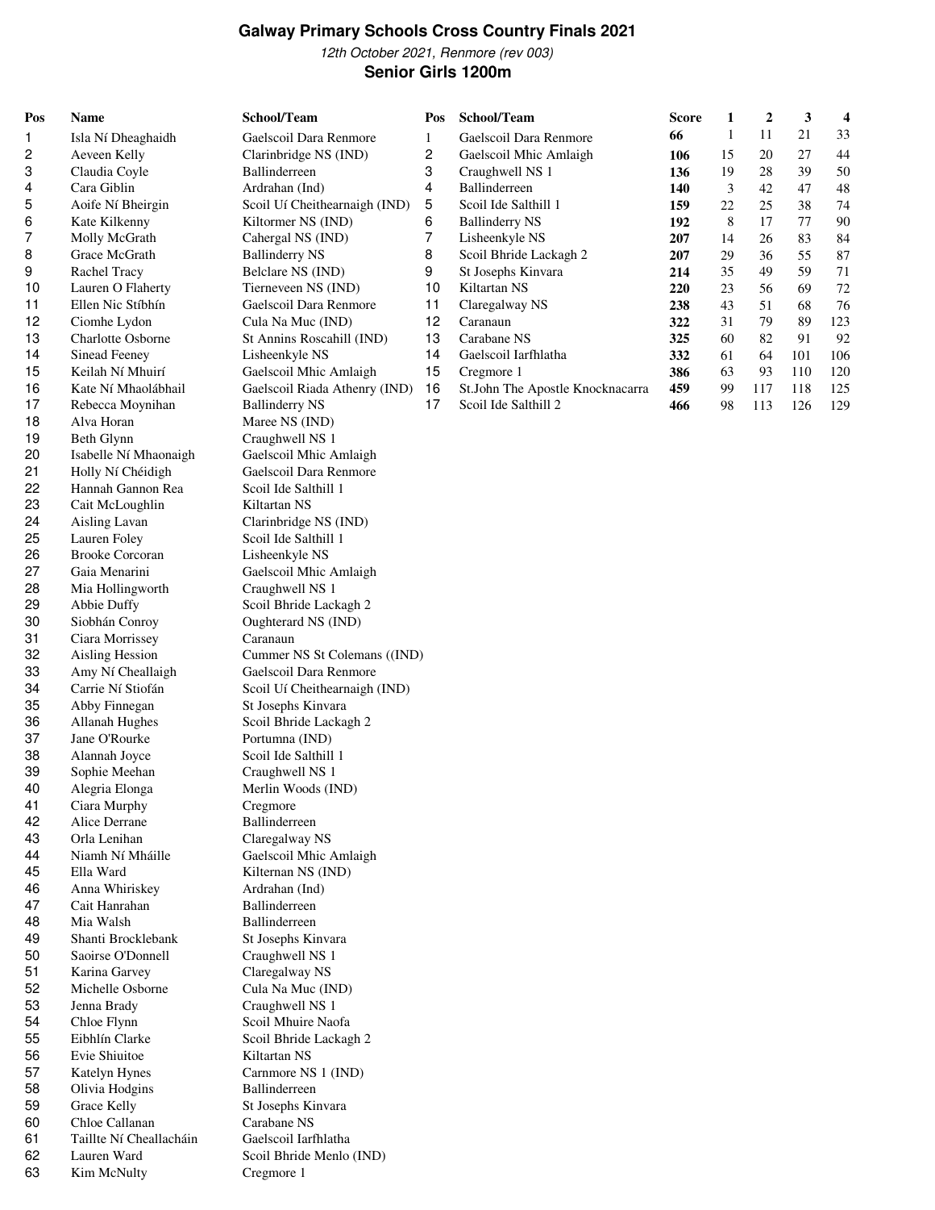# Galway Primary Schools Cross Country Finals 2021

*12th October 2021, Renmore (rev 003)*

## Senior Girls 1200m

| Pos | Name | School/Team |
|---|---|---|
| 1 | Isla Ní Dheaghaidh | Gaelscoil Dara Renmore |
| 2 | Aeveen Kelly | Clarinbridge NS (IND) |
| 3 | Claudia Coyle | Ballinderreen |
| 4 | Cara Giblin | Ardrahan (Ind) |
| 5 | Aoife Ní Bheirgin | Scoil Uí Cheithearnaigh (IND) |
| 6 | Kate Kilkenny | Kiltormer NS (IND) |
| 7 | Molly McGrath | Cahergal NS (IND) |
| 8 | Grace McGrath | Ballinderry NS |
| 9 | Rachel Tracy | Belclare NS (IND) |
| 10 | Lauren O Flaherty | Tierneveen NS (IND) |
| 11 | Ellen Nic Stíbhín | Gaelscoil Dara Renmore |
| 12 | Ciomhe Lydon | Cula Na Muc (IND) |
| 13 | Charlotte Osborne | St Annins Roscahill (IND) |
| 14 | Sinead Feeney | Lisheenkyle NS |
| 15 | Keilah Ní Mhuirí | Gaelscoil Mhic Amlaigh |
| 16 | Kate Ní Mhaolábhail | Gaelscoil Riada Athenry (IND) |
| 17 | Rebecca Moynihan | Ballinderry NS |
| 18 | Alva Horan | Maree NS (IND) |
| 19 | Beth Glynn | Craughwell NS 1 |
| 20 | Isabelle Ní Mhaonaigh | Gaelscoil Mhic Amlaigh |
| 21 | Holly Ní Chéidigh | Gaelscoil Dara Renmore |
| 22 | Hannah Gannon Rea | Scoil Ide Salthill 1 |
| 23 | Cait McLoughlin | Kiltartan NS |
| 24 | Aisling Lavan | Clarinbridge NS (IND) |
| 25 | Lauren Foley | Scoil Ide Salthill 1 |
| 26 | Brooke Corcoran | Lisheenkyle NS |
| 27 | Gaia Menarini | Gaelscoil Mhic Amlaigh |
| 28 | Mia Hollingworth | Craughwell NS 1 |
| 29 | Abbie Duffy | Scoil Bhride Lackagh 2 |
| 30 | Siobhán Conroy | Oughterard NS (IND) |
| 31 | Ciara Morrissey | Caranaun |
| 32 | Aisling Hession | Cummer NS St Colemans ((IND) |
| 33 | Amy Ní Cheallaigh | Gaelscoil Dara Renmore |
| 34 | Carrie Ní Stiofán | Scoil Uí Cheithearnaigh (IND) |
| 35 | Abby Finnegan | St Josephs Kinvara |
| 36 | Allanah Hughes | Scoil Bhride Lackagh 2 |
| 37 | Jane O'Rourke | Portumna (IND) |
| 38 | Alannah Joyce | Scoil Ide Salthill 1 |
| 39 | Sophie Meehan | Craughwell NS 1 |
| 40 | Alegria Elonga | Merlin Woods (IND) |
| 41 | Ciara Murphy | Cregmore |
| 42 | Alice Derrane | Ballinderreen |
| 43 | Orla Lenihan | Claregalway NS |
| 44 | Niamh Ní Mháille | Gaelscoil Mhic Amlaigh |
| 45 | Ella Ward | Kilternan NS (IND) |
| 46 | Anna Whiriskey | Ardrahan (Ind) |
| 47 | Cait Hanrahan | Ballinderreen |
| 48 | Mia Walsh | Ballinderreen |
| 49 | Shanti Brocklebank | St Josephs Kinvara |
| 50 | Saoirse O'Donnell | Craughwell NS 1 |
| 51 | Karina Garvey | Claregalway NS |
| 52 | Michelle Osborne | Cula Na Muc (IND) |
| 53 | Jenna Brady | Craughwell NS 1 |
| 54 | Chloe Flynn | Scoil Mhuire Naofa |
| 55 | Eibhlín Clarke | Scoil Bhride Lackagh 2 |
| 56 | Evie Shiuitoe | Kiltartan NS |
| 57 | Katelyn Hynes | Carnmore NS 1 (IND) |
| 58 | Olivia Hodgins | Ballinderreen |
| 59 | Grace Kelly | St Josephs Kinvara |
| 60 | Chloe Callanan | Carabane NS |
| 61 | Taillte Ní Cheallacháin | Gaelscoil Iarfhlatha |
| 62 | Lauren Ward | Scoil Bhride Menlo (IND) |
| 63 | Kim McNulty | Cregmore 1 |

| Pos | School/Team | Score | 1 | 2 | 3 | 4 |
|---|---|---|---|---|---|---|
| 1 | Gaelscoil Dara Renmore | **66** | 1 | 11 | 21 | 33 |
| 2 | Gaelscoil Mhic Amlaigh | **106** | 15 | 20 | 27 | 44 |
| 3 | Craughwell NS 1 | **136** | 19 | 28 | 39 | 50 |
| 4 | Ballinderreen | **140** | 3 | 42 | 47 | 48 |
| 5 | Scoil Ide Salthill 1 | **159** | 22 | 25 | 38 | 74 |
| 6 | Ballinderry NS | **192** | 8 | 17 | 77 | 90 |
| 7 | Lisheenkyle NS | **207** | 14 | 26 | 83 | 84 |
| 8 | Scoil Bhride Lackagh 2 | **207** | 29 | 36 | 55 | 87 |
| 9 | St Josephs Kinvara | **214** | 35 | 49 | 59 | 71 |
| 10 | Kiltartan NS | **220** | 23 | 56 | 69 | 72 |
| 11 | Claregalway NS | **238** | 43 | 51 | 68 | 76 |
| 12 | Caranaun | **322** | 31 | 79 | 89 | 123 |
| 13 | Carabane NS | **325** | 60 | 82 | 91 | 92 |
| 14 | Gaelscoil Iarfhlatha | **332** | 61 | 64 | 101 | 106 |
| 15 | Cregmore 1 | **386** | 63 | 93 | 110 | 120 |
| 16 | St.John The Apostle Knocknacarra | **459** | 99 | 117 | 118 | 125 |
| 17 | Scoil Ide Salthill 2 | **466** | 98 | 113 | 126 | 129 |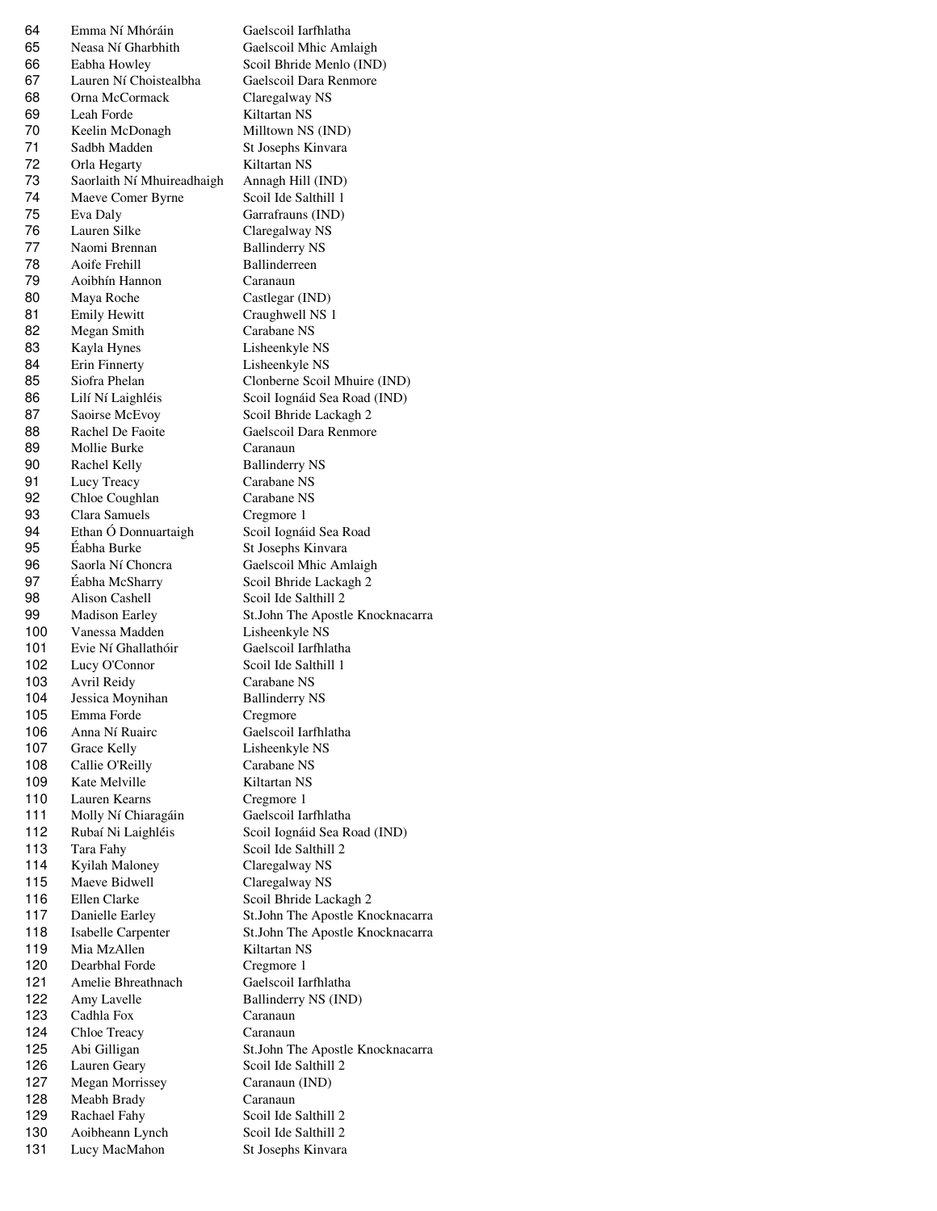| | | |
|---|---|---|
| 64 | Emma Ní Mhóráin | Gaelscoil Iarfhlatha |
| 65 | Neasa Ní Gharbhith | Gaelscoil Mhic Amlaigh |
| 66 | Eabha Howley | Scoil Bhride Menlo (IND) |
| 67 | Lauren Ní Choistealbha | Gaelscoil Dara Renmore |
| 68 | Orna McCormack | Claregalway NS |
| 69 | Leah Forde | Kiltartan NS |
| 70 | Keelin McDonagh | Milltown NS (IND) |
| 71 | Sadbh Madden | St Josephs Kinvara |
| 72 | Orla Hegarty | Kiltartan NS |
| 73 | Saorlaith Ní Mhuireadhaigh | Annagh Hill (IND) |
| 74 | Maeve Comer Byrne | Scoil Ide Salthill 1 |
| 75 | Eva Daly | Garrafrauns (IND) |
| 76 | Lauren Silke | Claregalway NS |
| 77 | Naomi Brennan | Ballinderry NS |
| 78 | Aoife Frehill | Ballinderreen |
| 79 | Aoibhín Hannon | Caranaun |
| 80 | Maya Roche | Castlegar (IND) |
| 81 | Emily Hewitt | Craughwell NS 1 |
| 82 | Megan Smith | Carabane NS |
| 83 | Kayla Hynes | Lisheenkyle NS |
| 84 | Erin Finnerty | Lisheenkyle NS |
| 85 | Siofra Phelan | Clonberne Scoil Mhuire (IND) |
| 86 | Lilí Ní Laighléis | Scoil Iognáid Sea Road (IND) |
| 87 | Saoirse McEvoy | Scoil Bhride Lackagh 2 |
| 88 | Rachel De Faoite | Gaelscoil Dara Renmore |
| 89 | Mollie Burke | Caranaun |
| 90 | Rachel Kelly | Ballinderry NS |
| 91 | Lucy Treacy | Carabane NS |
| 92 | Chloe Coughlan | Carabane NS |
| 93 | Clara Samuels | Cregmore 1 |
| 94 | Ethan Ó Donnuartaigh | Scoil Iognáid Sea Road |
| 95 | Éabha Burke | St Josephs Kinvara |
| 96 | Saorla Ní Choncra | Gaelscoil Mhic Amlaigh |
| 97 | Éabha McSharry | Scoil Bhride Lackagh 2 |
| 98 | Alison Cashell | Scoil Ide Salthill 2 |
| 99 | Madison Earley | St.John The Apostle Knocknacarra |
| 100 | Vanessa Madden | Lisheenkyle NS |
| 101 | Evie Ní Ghallathóir | Gaelscoil Iarfhlatha |
| 102 | Lucy O'Connor | Scoil Ide Salthill 1 |
| 103 | Avril Reidy | Carabane NS |
| 104 | Jessica Moynihan | Ballinderry NS |
| 105 | Emma Forde | Cregmore |
| 106 | Anna Ní Ruairc | Gaelscoil Iarfhlatha |
| 107 | Grace Kelly | Lisheenkyle NS |
| 108 | Callie O'Reilly | Carabane NS |
| 109 | Kate Melville | Kiltartan NS |
| 110 | Lauren Kearns | Cregmore 1 |
| 111 | Molly Ní Chiaragáin | Gaelscoil Iarfhlatha |
| 112 | Rubaí Ni Laighléis | Scoil Iognáid Sea Road (IND) |
| 113 | Tara Fahy | Scoil Ide Salthill 2 |
| 114 | Kyilah Maloney | Claregalway NS |
| 115 | Maeve Bidwell | Claregalway NS |
| 116 | Ellen Clarke | Scoil Bhride Lackagh 2 |
| 117 | Danielle Earley | St.John The Apostle Knocknacarra |
| 118 | Isabelle Carpenter | St.John The Apostle Knocknacarra |
| 119 | Mia MzAllen | Kiltartan NS |
| 120 | Dearbhal Forde | Cregmore 1 |
| 121 | Amelie Bhreathnach | Gaelscoil Iarfhlatha |
| 122 | Amy Lavelle | Ballinderry NS (IND) |
| 123 | Cadhla Fox | Caranaun |
| 124 | Chloe Treacy | Caranaun |
| 125 | Abi Gilligan | St.John The Apostle Knocknacarra |
| 126 | Lauren Geary | Scoil Ide Salthill 2 |
| 127 | Megan Morrissey | Caranaun (IND) |
| 128 | Meabh Brady | Caranaun |
| 129 | Rachael Fahy | Scoil Ide Salthill 2 |
| 130 | Aoibheann Lynch | Scoil Ide Salthill 2 |
| 131 | Lucy MacMahon | St Josephs Kinvara |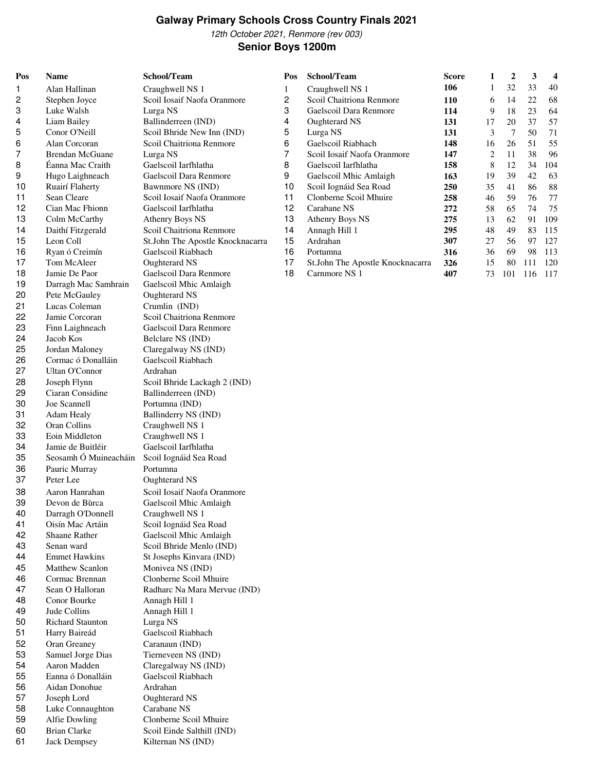## Galway Primary Schools Cross Country Finals 2021

*12th October 2021, Renmore (rev 003)*

### Senior Boys 1200m

| Pos | Name | School/Team |
|---|---|---|
| 1 | Alan Hallinan | Craughwell NS 1 |
| 2 | Stephen Joyce | Scoil Iosaif Naofa Oranmore |
| 3 | Luke Walsh | Lurga NS |
| 4 | Liam Bailey | Ballinderreen (IND) |
| 5 | Conor O'Neill | Scoil Bhride New Inn (IND) |
| 6 | Alan Corcoran | Scoil Chaitriona Renmore |
| 7 | Brendan McGuane | Lurga NS |
| 8 | Éanna Mac Craith | Gaelscoil Iarfhlatha |
| 9 | Hugo Laighneach | Gaelscoil Dara Renmore |
| 10 | Ruairí Flaherty | Bawnmore NS (IND) |
| 11 | Sean Cleare | Scoil Iosaif Naofa Oranmore |
| 12 | Cian Mac Fhionn | Gaelscoil Iarfhlatha |
| 13 | Colm McCarthy | Athenry Boys NS |
| 14 | Daithí Fitzgerald | Scoil Chaitriona Renmore |
| 15 | Leon Coll | St.John The Apostle Knocknacarra |
| 16 | Ryan ó Creimín | Gaelscoil Riabhach |
| 17 | Tom McAleer | Oughterard NS |
| 18 | Jamie De Paor | Gaelscoil Dara Renmore |
| 19 | Darragh Mac Samhrain | Gaelscoil Mhic Amlaigh |
| 20 | Pete McGauley | Oughterard NS |
| 21 | Lucas Coleman | Crumlin (IND) |
| 22 | Jamie Corcoran | Scoil Chaitriona Renmore |
| 23 | Finn Laighneach | Gaelscoil Dara Renmore |
| 24 | Jacob Kos | Belclare NS (IND) |
| 25 | Jordan Maloney | Claregalway NS (IND) |
| 26 | Cormac ó Donalláin | Gaelscoil Riabhach |
| 27 | Ultan O'Connor | Ardrahan |
| 28 | Joseph Flynn | Scoil Bhride Lackagh 2 (IND) |
| 29 | Ciaran Considine | Ballinderreen (IND) |
| 30 | Joe Scannell | Portumna (IND) |
| 31 | Adam Healy | Ballinderry NS (IND) |
| 32 | Oran Collins | Craughwell NS 1 |
| 33 | Eoin Middleton | Craughwell NS 1 |
| 34 | Jamie de Buitléir | Gaelscoil Iarfhlatha |
| 35 | Seosamh Ó Muineacháin | Scoil Iognáid Sea Road |
| 36 | Pauric Murray | Portumna |
| 37 | Peter Lee | Oughterard NS |
| 38 | Aaron Hanrahan | Scoil Iosaif Naofa Oranmore |
| 39 | Devon de Bùrca | Gaelscoil Mhic Amlaigh |
| 40 | Darragh O'Donnell | Craughwell NS 1 |
| 41 | Oisín Mac Artáin | Scoil Iognáid Sea Road |
| 42 | Shaane Rather | Gaelscoil Mhic Amlaigh |
| 43 | Senan ward | Scoil Bhride Menlo (IND) |
| 44 | Emmet Hawkins | St Josephs Kinvara (IND) |
| 45 | Matthew Scanlon | Monivea NS (IND) |
| 46 | Cormac Brennan | Clonberne Scoil Mhuire |
| 47 | Sean O Halloran | Radharc Na Mara Mervue (IND) |
| 48 | Conor Bourke | Annagh Hill 1 |
| 49 | Jude Collins | Annagh Hill 1 |
| 50 | Richard Staunton | Lurga NS |
| 51 | Harry Baireád | Gaelscoil Riabhach |
| 52 | Oran Greaney | Caranaun (IND) |
| 53 | Samuel Jorge Dias | Tierneveen NS (IND) |
| 54 | Aaron Madden | Claregalway NS (IND) |
| 55 | Eanna ó Donalláin | Gaelscoil Riabhach |
| 56 | Aidan Donohue | Ardrahan |
| 57 | Joseph Lord | Oughterard NS |
| 58 | Luke Connaughton | Carabane NS |
| 59 | Alfie Dowling | Clonberne Scoil Mhuire |
| 60 | Brian Clarke | Scoil Einde Salthill (IND) |
| 61 | Jack Dempsey | Kilternan NS (IND) |

| Pos | School/Team | Score | 1 | 2 | 3 | 4 |
|---|---|---|---|---|---|---|
| 1 | Craughwell NS 1 | **106** | 1 | 32 | 33 | 40 |
| 2 | Scoil Chaitriona Renmore | **110** | 6 | 14 | 22 | 68 |
| 3 | Gaelscoil Dara Renmore | **114** | 9 | 18 | 23 | 64 |
| 4 | Oughterard NS | **131** | 17 | 20 | 37 | 57 |
| 5 | Lurga NS | **131** | 3 | 7 | 50 | 71 |
| 6 | Gaelscoil Riabhach | **148** | 16 | 26 | 51 | 55 |
| 7 | Scoil Iosaif Naofa Oranmore | **147** | 2 | 11 | 38 | 96 |
| 8 | Gaelscoil Iarfhlatha | **158** | 8 | 12 | 34 | 104 |
| 9 | Gaelscoil Mhic Amlaigh | **163** | 19 | 39 | 42 | 63 |
| 10 | Scoil Iognáid Sea Road | **250** | 35 | 41 | 86 | 88 |
| 11 | Clonberne Scoil Mhuire | **258** | 46 | 59 | 76 | 77 |
| 12 | Carabane NS | **272** | 58 | 65 | 74 | 75 |
| 13 | Athenry Boys NS | **275** | 13 | 62 | 91 | 109 |
| 14 | Annagh Hill 1 | **295** | 48 | 49 | 83 | 115 |
| 15 | Ardrahan | **307** | 27 | 56 | 97 | 127 |
| 16 | Portumna | **316** | 36 | 69 | 98 | 113 |
| 17 | St.John The Apostle Knocknacarra | **326** | 15 | 80 | 111 | 120 |
| 18 | Carnmore NS 1 | **407** | 73 | 101 | 116 | 117 |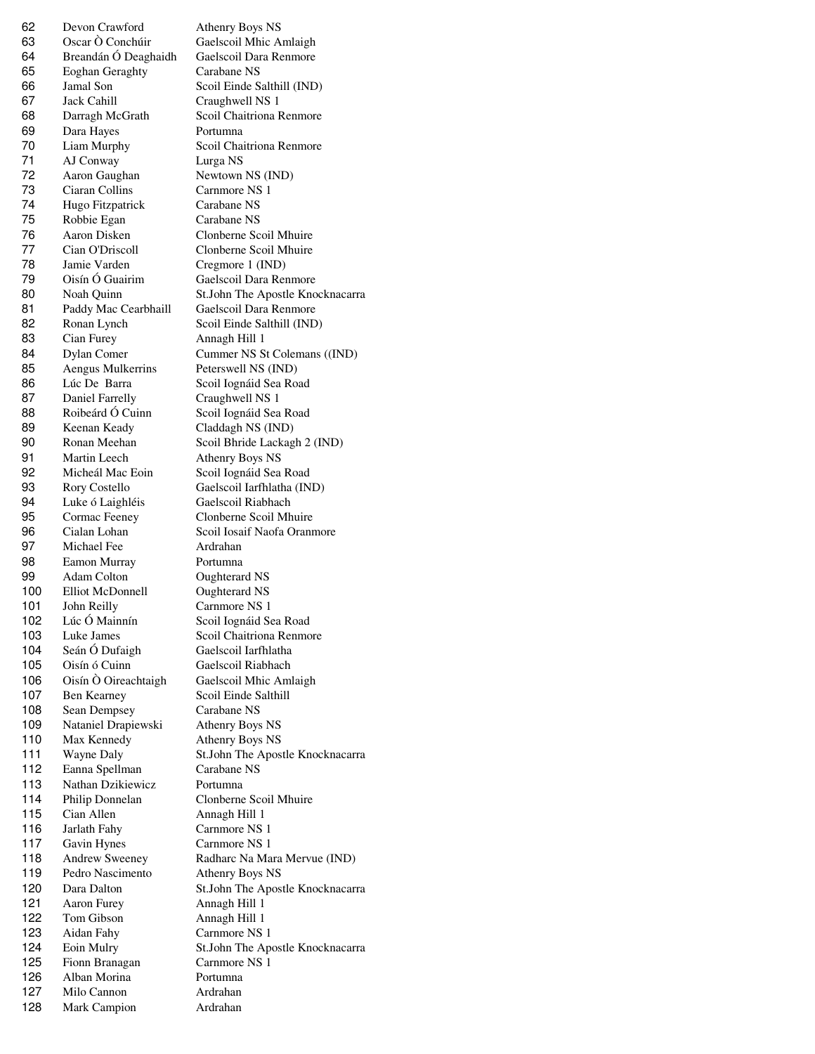| | | |
|---|---|---|
| 62 | Devon Crawford | Athenry Boys NS |
| 63 | Oscar Ò Conchúir | Gaelscoil Mhic Amlaigh |
| 64 | Breandán Ó Deaghaidh | Gaelscoil Dara Renmore |
| 65 | Eoghan Geraghty | Carabane NS |
| 66 | Jamal Son | Scoil Einde Salthill (IND) |
| 67 | Jack Cahill | Craughwell NS 1 |
| 68 | Darragh McGrath | Scoil Chaitriona Renmore |
| 69 | Dara Hayes | Portumna |
| 70 | Liam Murphy | Scoil Chaitriona Renmore |
| 71 | AJ Conway | Lurga NS |
| 72 | Aaron Gaughan | Newtown NS (IND) |
| 73 | Ciaran Collins | Carnmore NS 1 |
| 74 | Hugo Fitzpatrick | Carabane NS |
| 75 | Robbie Egan | Carabane NS |
| 76 | Aaron Disken | Clonberne Scoil Mhuire |
| 77 | Cian O'Driscoll | Clonberne Scoil Mhuire |
| 78 | Jamie Varden | Cregmore 1 (IND) |
| 79 | Oisín Ó Guairim | Gaelscoil Dara Renmore |
| 80 | Noah Quinn | St.John The Apostle Knocknacarra |
| 81 | Paddy Mac Cearbhaill | Gaelscoil Dara Renmore |
| 82 | Ronan Lynch | Scoil Einde Salthill (IND) |
| 83 | Cian Furey | Annagh Hill 1 |
| 84 | Dylan Comer | Cummer NS St Colemans ((IND) |
| 85 | Aengus Mulkerrins | Peterswell NS (IND) |
| 86 | Lúc De  Barra | Scoil Iognáid Sea Road |
| 87 | Daniel Farrelly | Craughwell NS 1 |
| 88 | Roibeárd Ó Cuinn | Scoil Iognáid Sea Road |
| 89 | Keenan Keady | Claddagh NS (IND) |
| 90 | Ronan Meehan | Scoil Bhride Lackagh 2 (IND) |
| 91 | Martin Leech | Athenry Boys NS |
| 92 | Micheál Mac Eoin | Scoil Iognáid Sea Road |
| 93 | Rory Costello | Gaelscoil Iarfhlatha (IND) |
| 94 | Luke ó Laighléis | Gaelscoil Riabhach |
| 95 | Cormac Feeney | Clonberne Scoil Mhuire |
| 96 | Cialan Lohan | Scoil Iosaif Naofa Oranmore |
| 97 | Michael Fee | Ardrahan |
| 98 | Eamon Murray | Portumna |
| 99 | Adam Colton | Oughterard NS |
| 100 | Elliot McDonnell | Oughterard NS |
| 101 | John Reilly | Carnmore NS 1 |
| 102 | Lúc Ó Mainnín | Scoil Iognáid Sea Road |
| 103 | Luke James | Scoil Chaitriona Renmore |
| 104 | Seán Ó Dufaigh | Gaelscoil Iarfhlatha |
| 105 | Oisín ó Cuinn | Gaelscoil Riabhach |
| 106 | Oisín Ò Oireachtaigh | Gaelscoil Mhic Amlaigh |
| 107 | Ben Kearney | Scoil Einde Salthill |
| 108 | Sean Dempsey | Carabane NS |
| 109 | Nataniel Drapiewski | Athenry Boys NS |
| 110 | Max Kennedy | Athenry Boys NS |
| 111 | Wayne Daly | St.John The Apostle Knocknacarra |
| 112 | Eanna Spellman | Carabane NS |
| 113 | Nathan Dzikiewicz | Portumna |
| 114 | Philip Donnelan | Clonberne Scoil Mhuire |
| 115 | Cian Allen | Annagh Hill 1 |
| 116 | Jarlath Fahy | Carnmore NS 1 |
| 117 | Gavin Hynes | Carnmore NS 1 |
| 118 | Andrew Sweeney | Radharc Na Mara Mervue (IND) |
| 119 | Pedro Nascimento | Athenry Boys NS |
| 120 | Dara Dalton | St.John The Apostle Knocknacarra |
| 121 | Aaron Furey | Annagh Hill 1 |
| 122 | Tom Gibson | Annagh Hill 1 |
| 123 | Aidan Fahy | Carnmore NS 1 |
| 124 | Eoin Mulry | St.John The Apostle Knocknacarra |
| 125 | Fionn Branagan | Carnmore NS 1 |
| 126 | Alban Morina | Portumna |
| 127 | Milo Cannon | Ardrahan |
| 128 | Mark Campion | Ardrahan |